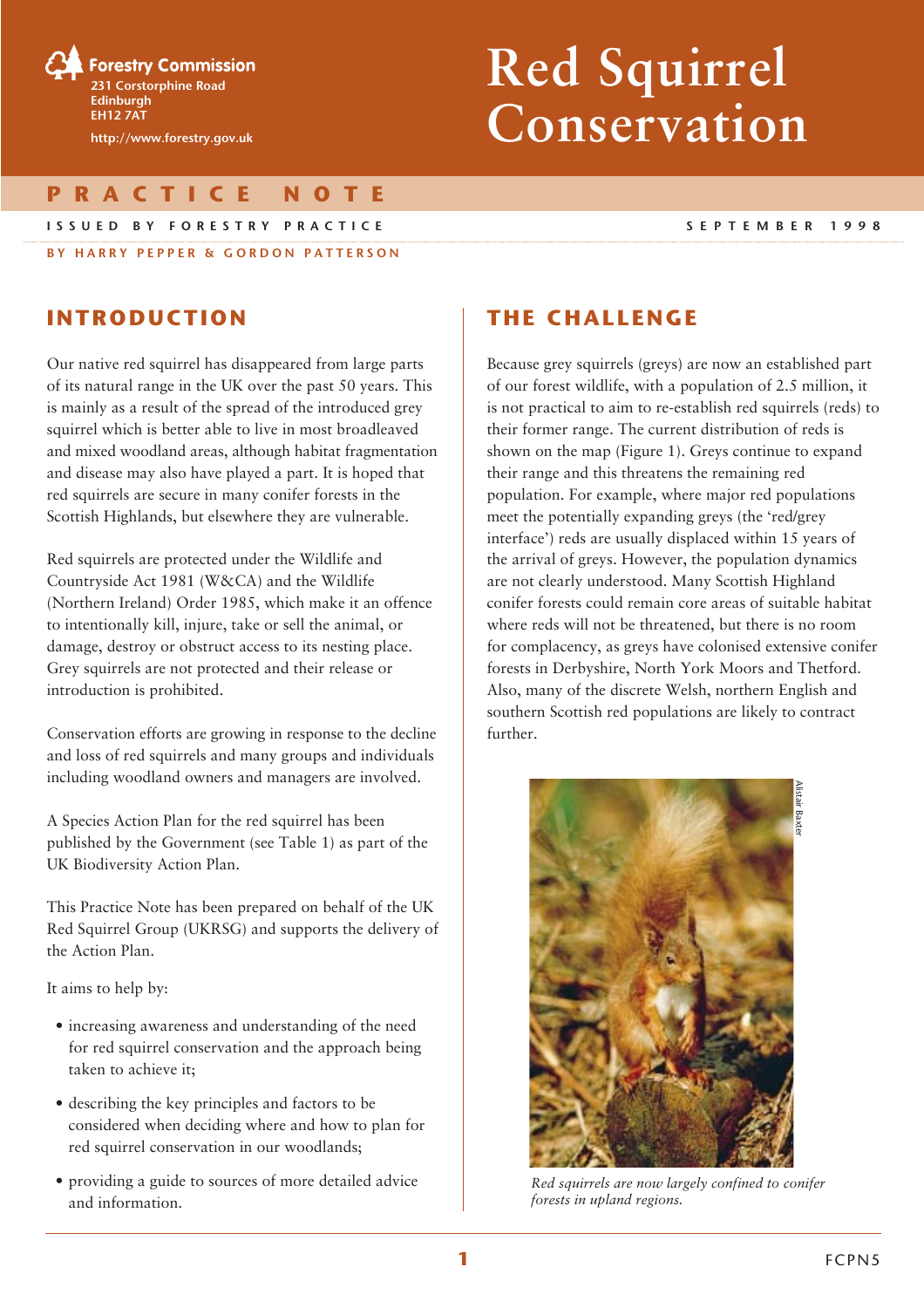Forestry Commission
231 Corstorphine Road
Edinburgh
EH12 7AT
http://www.forestry.gov.uk

# Red Squirrel Conservation

**PRACTICE NOTE**

ISSUED BY FORESTRY PRACTICE — SEPTEMBER 1998

BY HARRY PEPPER & GORDON PATTERSON

## INTRODUCTION

Our native red squirrel has disappeared from large parts of its natural range in the UK over the past 50 years. This is mainly as a result of the spread of the introduced grey squirrel which is better able to live in most broadleaved and mixed woodland areas, although habitat fragmentation and disease may also have played a part. It is hoped that red squirrels are secure in many conifer forests in the Scottish Highlands, but elsewhere they are vulnerable.

Red squirrels are protected under the Wildlife and Countryside Act 1981 (W&CA) and the Wildlife (Northern Ireland) Order 1985, which make it an offence to intentionally kill, injure, take or sell the animal, or damage, destroy or obstruct access to its nesting place. Grey squirrels are not protected and their release or introduction is prohibited.

Conservation efforts are growing in response to the decline and loss of red squirrels and many groups and individuals including woodland owners and managers are involved.

A Species Action Plan for the red squirrel has been published by the Government (see Table 1) as part of the UK Biodiversity Action Plan.

This Practice Note has been prepared on behalf of the UK Red Squirrel Group (UKRSG) and supports the delivery of the Action Plan.

It aims to help by:

- increasing awareness and understanding of the need for red squirrel conservation and the approach being taken to achieve it;
- describing the key principles and factors to be considered when deciding where and how to plan for red squirrel conservation in our woodlands;
- providing a guide to sources of more detailed advice and information.

## THE CHALLENGE

Because grey squirrels (greys) are now an established part of our forest wildlife, with a population of 2.5 million, it is not practical to aim to re-establish red squirrels (reds) to their former range. The current distribution of reds is shown on the map (Figure 1). Greys continue to expand their range and this threatens the remaining red population. For example, where major red populations meet the potentially expanding greys (the 'red/grey interface') reds are usually displaced within 15 years of the arrival of greys. However, the population dynamics are not clearly understood. Many Scottish Highland conifer forests could remain core areas of suitable habitat where reds will not be threatened, but there is no room for complacency, as greys have colonised extensive conifer forests in Derbyshire, North York Moors and Thetford. Also, many of the discrete Welsh, northern English and southern Scottish red populations are likely to contract further.

Alistair Baxter

*Red squirrels are now largely confined to conifer forests in upland regions.*

FCPN5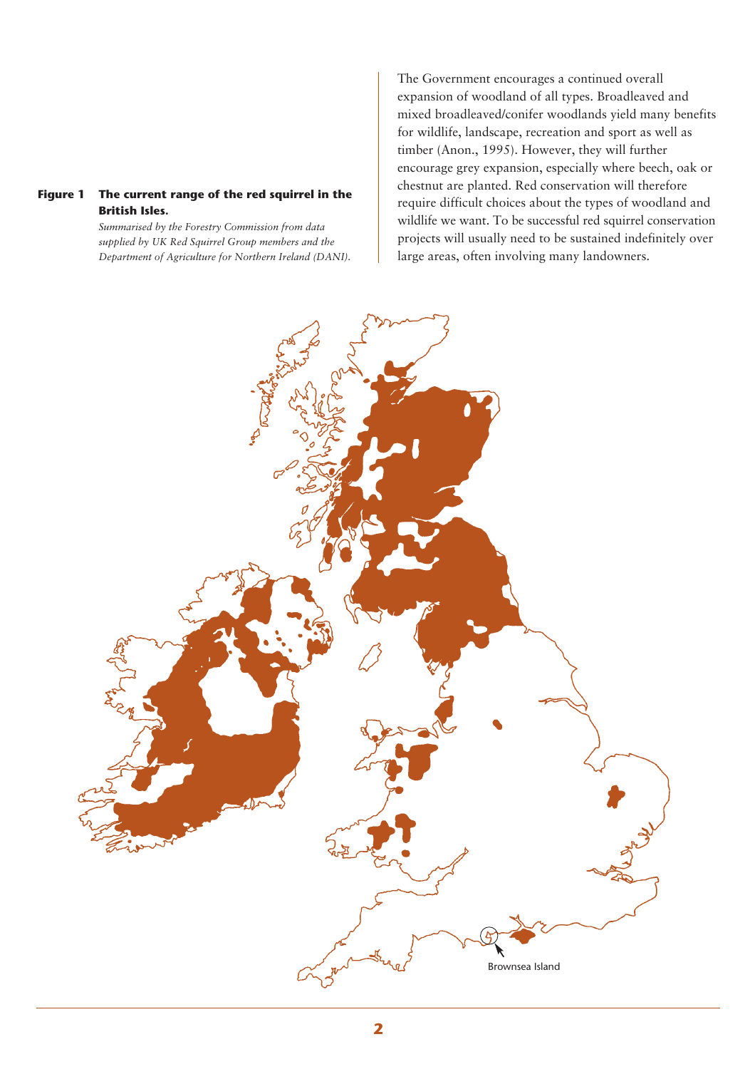**Figure 1 The current range of the red squirrel in the British Isles.**

*Summarised by the Forestry Commission from data supplied by UK Red Squirrel Group members and the Department of Agriculture for Northern Ireland (DANI).*

The Government encourages a continued overall expansion of woodland of all types. Broadleaved and mixed broadleaved/conifer woodlands yield many benefits for wildlife, landscape, recreation and sport as well as timber (Anon., 1995). However, they will further encourage grey expansion, especially where beech, oak or chestnut are planted. Red conservation will therefore require difficult choices about the types of woodland and wildlife we want. To be successful red squirrel conservation projects will usually need to be sustained indefinitely over large areas, often involving many landowners.

Brownsea Island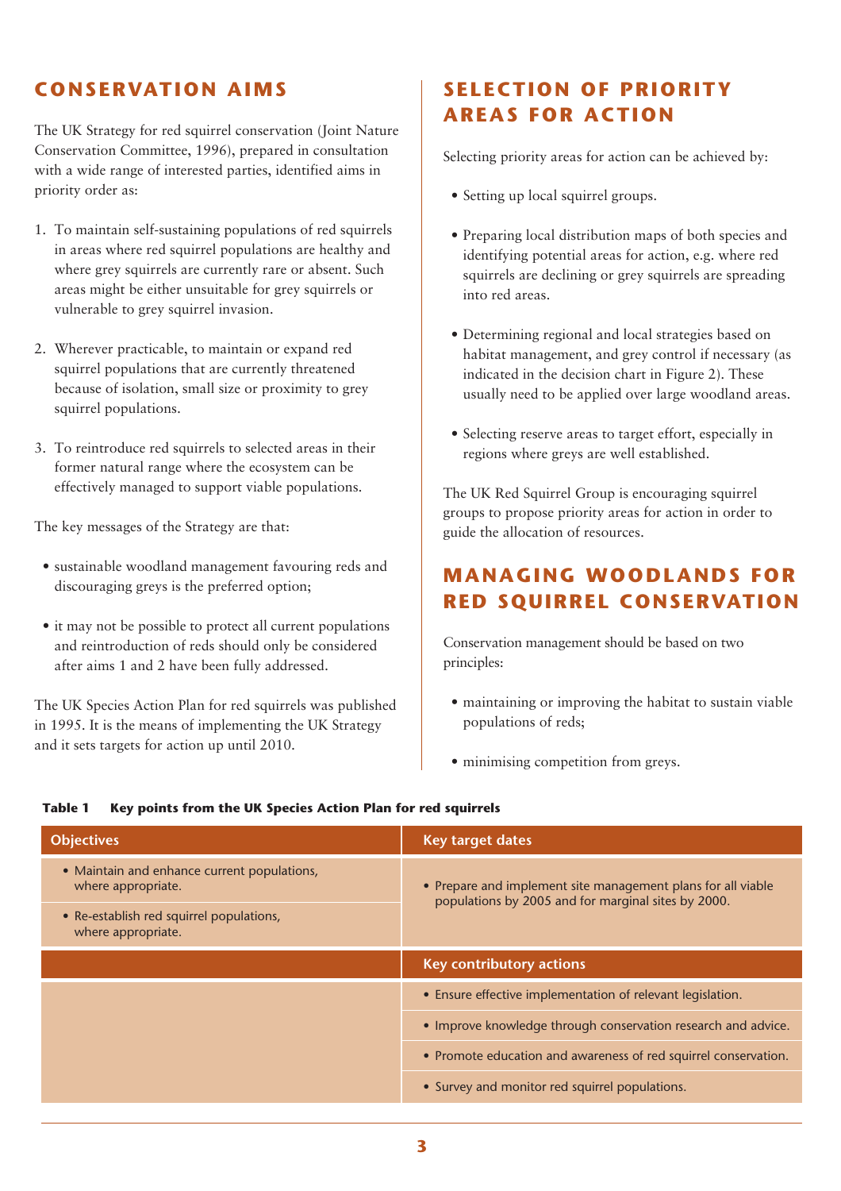## CONSERVATION AIMS

The UK Strategy for red squirrel conservation (Joint Nature Conservation Committee, 1996), prepared in consultation with a wide range of interested parties, identified aims in priority order as:

1. To maintain self-sustaining populations of red squirrels in areas where red squirrel populations are healthy and where grey squirrels are currently rare or absent. Such areas might be either unsuitable for grey squirrels or vulnerable to grey squirrel invasion.

2. Wherever practicable, to maintain or expand red squirrel populations that are currently threatened because of isolation, small size or proximity to grey squirrel populations.

3. To reintroduce red squirrels to selected areas in their former natural range where the ecosystem can be effectively managed to support viable populations.

The key messages of the Strategy are that:

- sustainable woodland management favouring reds and discouraging greys is the preferred option;

- it may not be possible to protect all current populations and reintroduction of reds should only be considered after aims 1 and 2 have been fully addressed.

The UK Species Action Plan for red squirrels was published in 1995. It is the means of implementing the UK Strategy and it sets targets for action up until 2010.

## SELECTION OF PRIORITY AREAS FOR ACTION

Selecting priority areas for action can be achieved by:

- Setting up local squirrel groups.

- Preparing local distribution maps of both species and identifying potential areas for action, e.g. where red squirrels are declining or grey squirrels are spreading into red areas.

- Determining regional and local strategies based on habitat management, and grey control if necessary (as indicated in the decision chart in Figure 2). These usually need to be applied over large woodland areas.

- Selecting reserve areas to target effort, especially in regions where greys are well established.

The UK Red Squirrel Group is encouraging squirrel groups to propose priority areas for action in order to guide the allocation of resources.

## MANAGING WOODLANDS FOR RED SQUIRREL CONSERVATION

Conservation management should be based on two principles:

- maintaining or improving the habitat to sustain viable populations of reds;

- minimising competition from greys.

**Table 1 Key points from the UK Species Action Plan for red squirrels**

| Objectives | Key target dates |
|---|---|
| • Maintain and enhance current populations, where appropriate.<br>• Re-establish red squirrel populations, where appropriate. | • Prepare and implement site management plans for all viable populations by 2005 and for marginal sites by 2000. |
| | **Key contributory actions** |
| | • Ensure effective implementation of relevant legislation. |
| | • Improve knowledge through conservation research and advice. |
| | • Promote education and awareness of red squirrel conservation. |
| | • Survey and monitor red squirrel populations. |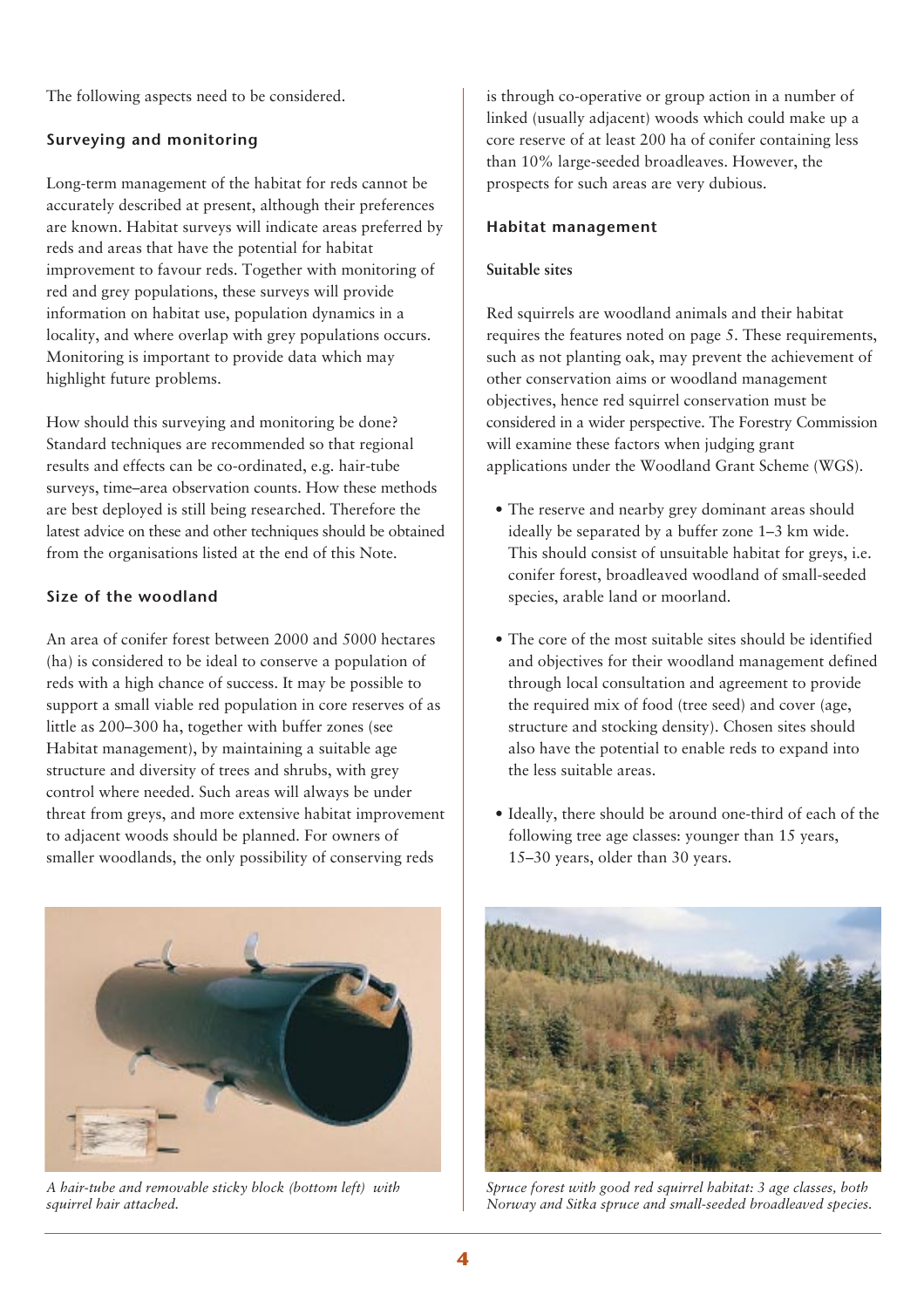The following aspects need to be considered.

### Surveying and monitoring

Long-term management of the habitat for reds cannot be accurately described at present, although their preferences are known. Habitat surveys will indicate areas preferred by reds and areas that have the potential for habitat improvement to favour reds. Together with monitoring of red and grey populations, these surveys will provide information on habitat use, population dynamics in a locality, and where overlap with grey populations occurs. Monitoring is important to provide data which may highlight future problems.

How should this surveying and monitoring be done? Standard techniques are recommended so that regional results and effects can be co-ordinated, e.g. hair-tube surveys, time–area observation counts. How these methods are best deployed is still being researched. Therefore the latest advice on these and other techniques should be obtained from the organisations listed at the end of this Note.

### Size of the woodland

An area of conifer forest between 2000 and 5000 hectares (ha) is considered to be ideal to conserve a population of reds with a high chance of success. It may be possible to support a small viable red population in core reserves of as little as 200–300 ha, together with buffer zones (see Habitat management), by maintaining a suitable age structure and diversity of trees and shrubs, with grey control where needed. Such areas will always be under threat from greys, and more extensive habitat improvement to adjacent woods should be planned. For owners of smaller woodlands, the only possibility of conserving reds is through co-operative or group action in a number of linked (usually adjacent) woods which could make up a core reserve of at least 200 ha of conifer containing less than 10% large-seeded broadleaves. However, the prospects for such areas are very dubious.

*A hair-tube and removable sticky block (bottom left) with squirrel hair attached.*

### Habitat management

#### Suitable sites

Red squirrels are woodland animals and their habitat requires the features noted on page 5. These requirements, such as not planting oak, may prevent the achievement of other conservation aims or woodland management objectives, hence red squirrel conservation must be considered in a wider perspective. The Forestry Commission will examine these factors when judging grant applications under the Woodland Grant Scheme (WGS).

- The reserve and nearby grey dominant areas should ideally be separated by a buffer zone 1–3 km wide. This should consist of unsuitable habitat for greys, i.e. conifer forest, broadleaved woodland of small-seeded species, arable land or moorland.
- The core of the most suitable sites should be identified and objectives for their woodland management defined through local consultation and agreement to provide the required mix of food (tree seed) and cover (age, structure and stocking density). Chosen sites should also have the potential to enable reds to expand into the less suitable areas.
- Ideally, there should be around one-third of each of the following tree age classes: younger than 15 years, 15–30 years, older than 30 years.

*Spruce forest with good red squirrel habitat: 3 age classes, both Norway and Sitka spruce and small-seeded broadleaved species.*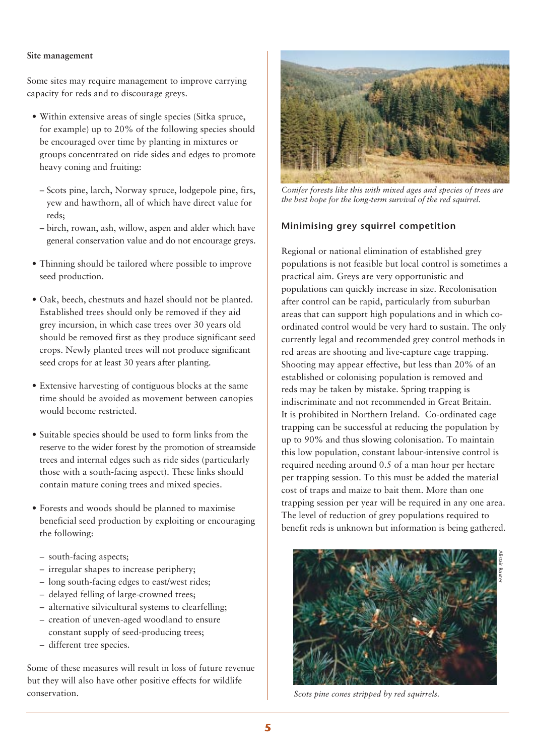**Site management**

Some sites may require management to improve carrying capacity for reds and to discourage greys.

- Within extensive areas of single species (Sitka spruce, for example) up to 20% of the following species should be encouraged over time by planting in mixtures or groups concentrated on ride sides and edges to promote heavy coning and fruiting:
  - Scots pine, larch, Norway spruce, lodgepole pine, firs, yew and hawthorn, all of which have direct value for reds;
  - birch, rowan, ash, willow, aspen and alder which have general conservation value and do not encourage greys.
- Thinning should be tailored where possible to improve seed production.
- Oak, beech, chestnuts and hazel should not be planted. Established trees should only be removed if they aid grey incursion, in which case trees over 30 years old should be removed first as they produce significant seed crops. Newly planted trees will not produce significant seed crops for at least 30 years after planting.
- Extensive harvesting of contiguous blocks at the same time should be avoided as movement between canopies would become restricted.
- Suitable species should be used to form links from the reserve to the wider forest by the promotion of streamside trees and internal edges such as ride sides (particularly those with a south-facing aspect). These links should contain mature coning trees and mixed species.
- Forests and woods should be planned to maximise beneficial seed production by exploiting or encouraging the following:
  - south-facing aspects;
  - irregular shapes to increase periphery;
  - long south-facing edges to east/west rides;
  - delayed felling of large-crowned trees;
  - alternative silvicultural systems to clearfelling;
  - creation of uneven-aged woodland to ensure constant supply of seed-producing trees;
  - different tree species.

Some of these measures will result in loss of future revenue but they will also have other positive effects for wildlife conservation.

*Conifer forests like this with mixed ages and species of trees are the best hope for the long-term survival of the red squirrel.*

## Minimising grey squirrel competition

Regional or national elimination of established grey populations is not feasible but local control is sometimes a practical aim. Greys are very opportunistic and populations can quickly increase in size. Recolonisation after control can be rapid, particularly from suburban areas that can support high populations and in which co-ordinated control would be very hard to sustain. The only currently legal and recommended grey control methods in red areas are shooting and live-capture cage trapping. Shooting may appear effective, but less than 20% of an established or colonising population is removed and reds may be taken by mistake. Spring trapping is indiscriminate and not recommended in Great Britain. It is prohibited in Northern Ireland. Co-ordinated cage trapping can be successful at reducing the population by up to 90% and thus slowing colonisation. To maintain this low population, constant labour-intensive control is required needing around 0.5 of a man hour per hectare per trapping session. To this must be added the material cost of traps and maize to bait them. More than one trapping session per year will be required in any one area. The level of reduction of grey populations required to benefit reds is unknown but information is being gathered.

Alistair Baxter

*Scots pine cones stripped by red squirrels.*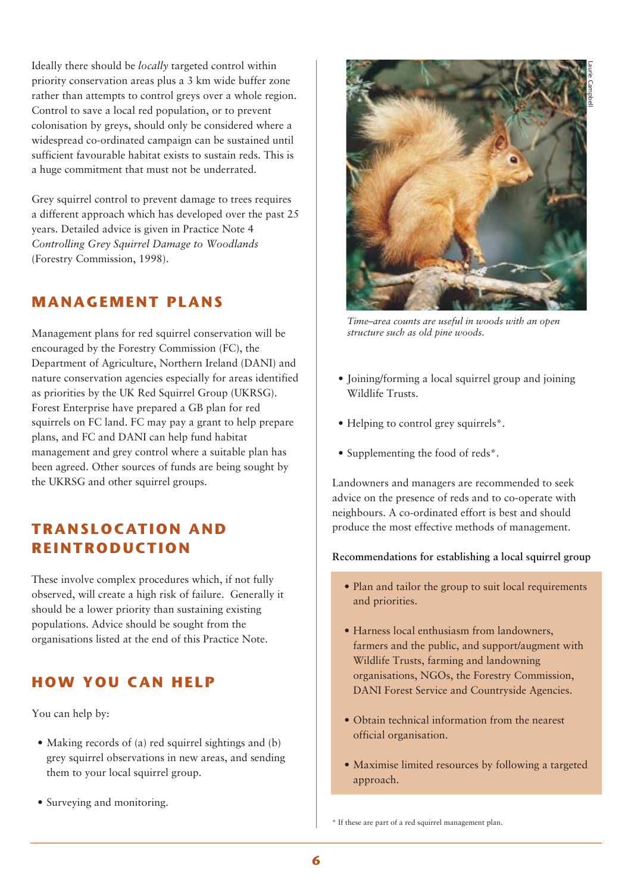Ideally there should be *locally* targeted control within priority conservation areas plus a 3 km wide buffer zone rather than attempts to control greys over a whole region. Control to save a local red population, or to prevent colonisation by greys, should only be considered where a widespread co-ordinated campaign can be sustained until sufficient favourable habitat exists to sustain reds. This is a huge commitment that must not be underrated.

Grey squirrel control to prevent damage to trees requires a different approach which has developed over the past 25 years. Detailed advice is given in Practice Note 4 *Controlling Grey Squirrel Damage to Woodlands* (Forestry Commission, 1998).

## MANAGEMENT PLANS

Management plans for red squirrel conservation will be encouraged by the Forestry Commission (FC), the Department of Agriculture, Northern Ireland (DANI) and nature conservation agencies especially for areas identified as priorities by the UK Red Squirrel Group (UKRSG). Forest Enterprise have prepared a GB plan for red squirrels on FC land. FC may pay a grant to help prepare plans, and FC and DANI can help fund habitat management and grey control where a suitable plan has been agreed. Other sources of funds are being sought by the UKRSG and other squirrel groups.

## TRANSLOCATION AND REINTRODUCTION

These involve complex procedures which, if not fully observed, will create a high risk of failure. Generally it should be a lower priority than sustaining existing populations. Advice should be sought from the organisations listed at the end of this Practice Note.

## HOW YOU CAN HELP

You can help by:

- Making records of (a) red squirrel sightings and (b) grey squirrel observations in new areas, and sending them to your local squirrel group.
- Surveying and monitoring.

*Time–area counts are useful in woods with an open structure such as old pine woods.*

- Joining/forming a local squirrel group and joining Wildlife Trusts.
- Helping to control grey squirrels*.
- Supplementing the food of reds*.

Landowners and managers are recommended to seek advice on the presence of reds and to co-operate with neighbours. A co-ordinated effort is best and should produce the most effective methods of management.

**Recommendations for establishing a local squirrel group**

- Plan and tailor the group to suit local requirements and priorities.
- Harness local enthusiasm from landowners, farmers and the public, and support/augment with Wildlife Trusts, farming and landowning organisations, NGOs, the Forestry Commission, DANI Forest Service and Countryside Agencies.
- Obtain technical information from the nearest official organisation.
- Maximise limited resources by following a targeted approach.

\* If these are part of a red squirrel management plan.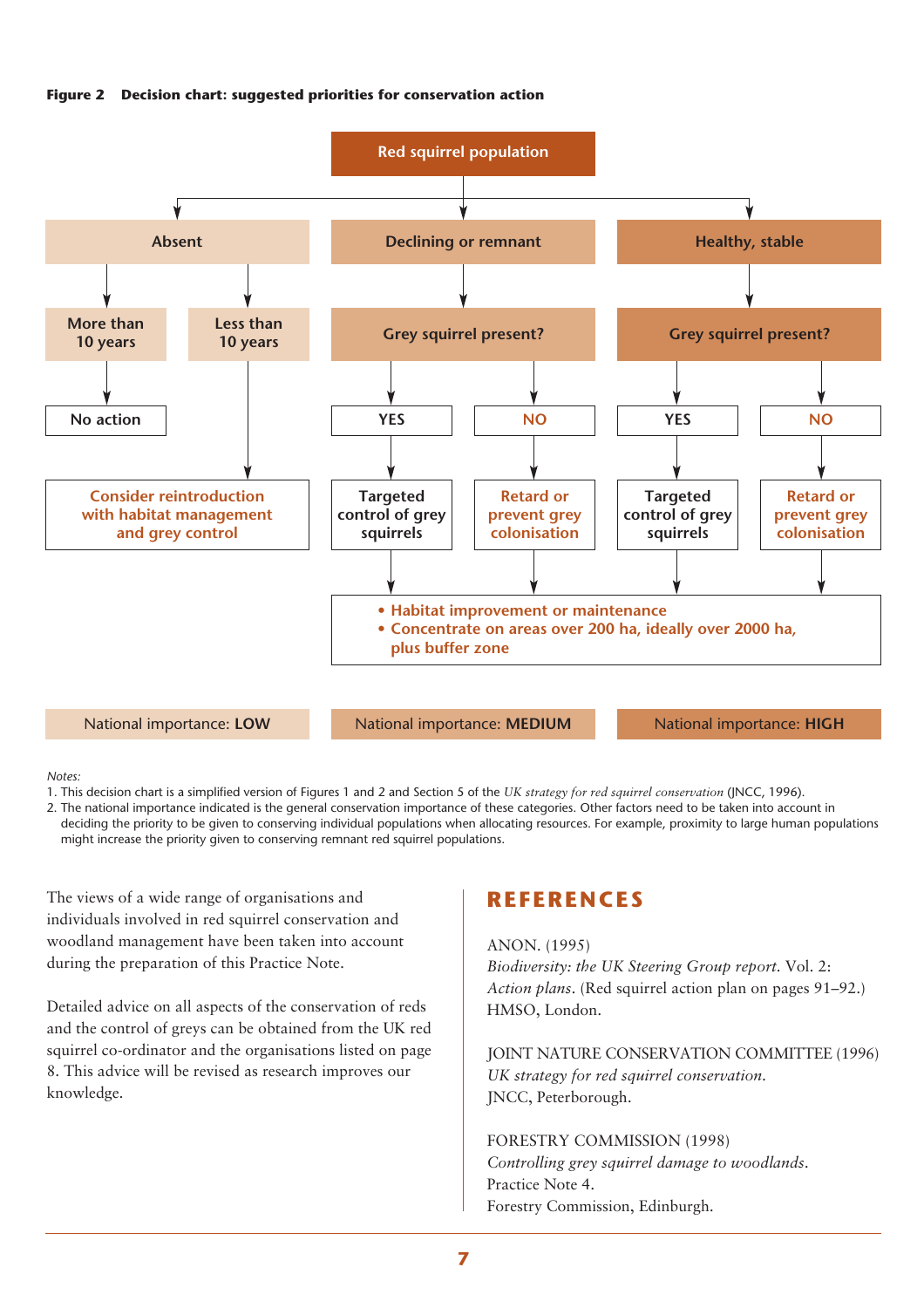**Figure 2 Decision chart: suggested priorities for conservation action**

Red squirrel population

- **Absent**
  - More than 10 years → No action
  - Less than 10 years → Consider reintroduction with habitat management and grey control
- **Declining or remnant**
  - Grey squirrel present?
    - YES → Targeted control of grey squirrels
    - NO → Retard or prevent grey colonisation
- **Healthy, stable**
  - Grey squirrel present?
    - YES → Targeted control of grey squirrels
    - NO → Retard or prevent grey colonisation

For all outcomes under "Declining or remnant" and "Healthy, stable":

- Habitat improvement or maintenance
- Concentrate on areas over 200 ha, ideally over 2000 ha, plus buffer zone

| National importance: **LOW** | National importance: **MEDIUM** | National importance: **HIGH** |
|---|---|---|
| Absent | Declining or remnant | Healthy, stable |

*Notes:*

1. This decision chart is a simplified version of Figures 1 and 2 and Section 5 of the *UK strategy for red squirrel conservation* (JNCC, 1996).
2. The national importance indicated is the general conservation importance of these categories. Other factors need to be taken into account in deciding the priority to be given to conserving individual populations when allocating resources. For example, proximity to large human populations might increase the priority given to conserving remnant red squirrel populations.

The views of a wide range of organisations and individuals involved in red squirrel conservation and woodland management have been taken into account during the preparation of this Practice Note.

Detailed advice on all aspects of the conservation of reds and the control of greys can be obtained from the UK red squirrel co-ordinator and the organisations listed on page 8. This advice will be revised as research improves our knowledge.

## REFERENCES

ANON. (1995)
*Biodiversity: the UK Steering Group report.* Vol. 2: *Action plans*. (Red squirrel action plan on pages 91–92.) HMSO, London.

JOINT NATURE CONSERVATION COMMITTEE (1996)
*UK strategy for red squirrel conservation.*
JNCC, Peterborough.

FORESTRY COMMISSION (1998)
*Controlling grey squirrel damage to woodlands.*
Practice Note 4.
Forestry Commission, Edinburgh.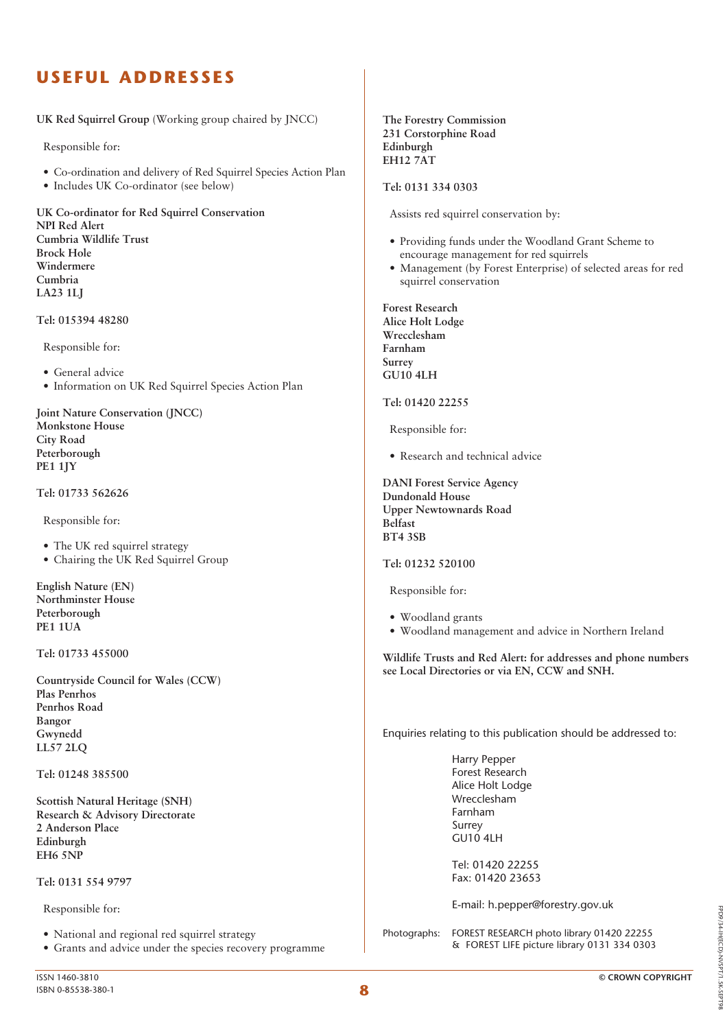# USEFUL ADDRESSES

**UK Red Squirrel Group** (Working group chaired by JNCC)

Responsible for:

- Co-ordination and delivery of Red Squirrel Species Action Plan
- Includes UK Co-ordinator (see below)

**UK Co-ordinator for Red Squirrel Conservation**
**NPI Red Alert**
**Cumbria Wildlife Trust**
**Brock Hole**
**Windermere**
**Cumbria**
**LA23 1LJ**

**Tel: 015394 48280**

Responsible for:

- General advice
- Information on UK Red Squirrel Species Action Plan

**Joint Nature Conservation (JNCC)**
**Monkstone House**
**City Road**
**Peterborough**
**PE1 1JY**

**Tel: 01733 562626**

Responsible for:

- The UK red squirrel strategy
- Chairing the UK Red Squirrel Group

**English Nature (EN)**
**Northminster House**
**Peterborough**
**PE1 1UA**

**Tel: 01733 455000**

**Countryside Council for Wales (CCW)**
**Plas Penrhos**
**Penrhos Road**
**Bangor**
**Gwynedd**
**LL57 2LQ**

**Tel: 01248 385500**

**Scottish Natural Heritage (SNH)**
**Research & Advisory Directorate**
**2 Anderson Place**
**Edinburgh**
**EH6 5NP**

**Tel: 0131 554 9797**

Responsible for:

- National and regional red squirrel strategy
- Grants and advice under the species recovery programme

**The Forestry Commission**
**231 Corstorphine Road**
**Edinburgh**
**EH12 7AT**

**Tel: 0131 334 0303**

Assists red squirrel conservation by:

- Providing funds under the Woodland Grant Scheme to encourage management for red squirrels
- Management (by Forest Enterprise) of selected areas for red squirrel conservation

**Forest Research**
**Alice Holt Lodge**
**Wrecclesham**
**Farnham**
**Surrey**
**GU10 4LH**

**Tel: 01420 22255**

Responsible for:

- Research and technical advice

**DANI Forest Service Agency**
**Dundonald House**
**Upper Newtownards Road**
**Belfast**
**BT4 3SB**

**Tel: 01232 520100**

Responsible for:

- Woodland grants
- Woodland management and advice in Northern Ireland

**Wildlife Trusts and Red Alert: for addresses and phone numbers see Local Directories or via EN, CCW and SNH.**

Enquiries relating to this publication should be addressed to:

Harry Pepper
Forest Research
Alice Holt Lodge
Wrecclesham
Farnham
Surrey
GU10 4LH

Tel: 01420 22255
Fax: 01420 23653

E-mail: h.pepper@forestry.gov.uk

Photographs: FOREST RESEARCH photo library 01420 22255 & FOREST LIFE picture library 0131 334 0303

ISSN 1460-3810
ISBN 0-85538-380-1

© CROWN COPYRIGHT

FPD9/3-4 (ECD) NVSPT/1.5K SEPT98